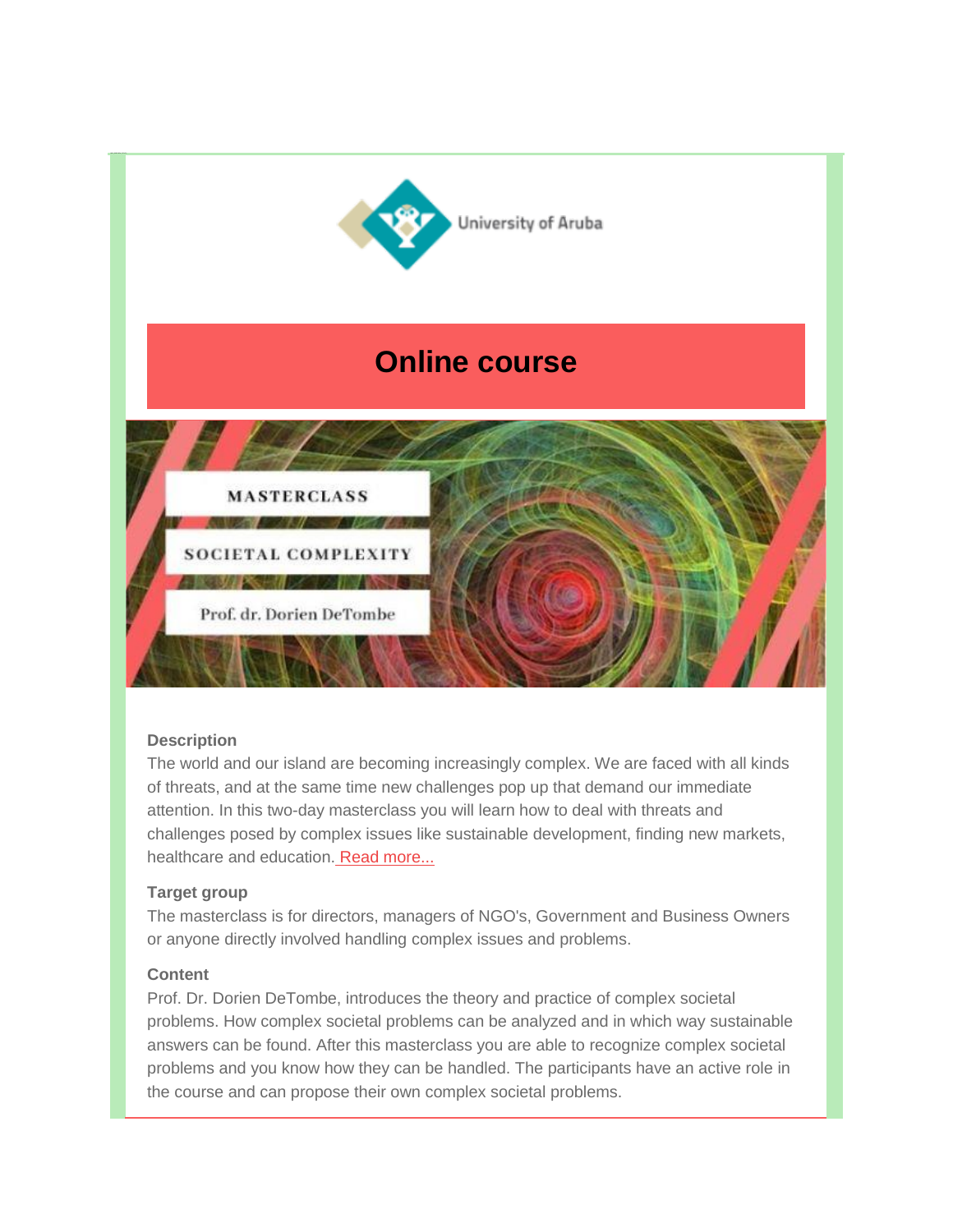University of Aruba

# Online course

MASTERCLASS

SOCIETAL COMPLEXITY

Prof. dr. Dorien DeTombe

**Description**

The world and our island are becoming increasingly complex. We are faced with all kinds of threats, and at the same time new challenges pop up that demand our immediate attention. In this two-day masterclass you will learn how to deal with threats and challenges posed by complex issues like sustainable development, finding new markets, healthcare and education. Read more...

**Target group**

The masterclass is for directors, managers of NGO's, Government and Business Owners or anyone directly involved handling complex issues and problems.

**Content**

Prof. Dr. Dorien DeTombe, introduces the theory and practice of complex societal problems. How complex societal problems can be analyzed and in which way sustainable answers can be found. After this masterclass you are able to recognize complex societal problems and you know how they can be handled. The participants have an active role in the course and can propose their own complex societal problems.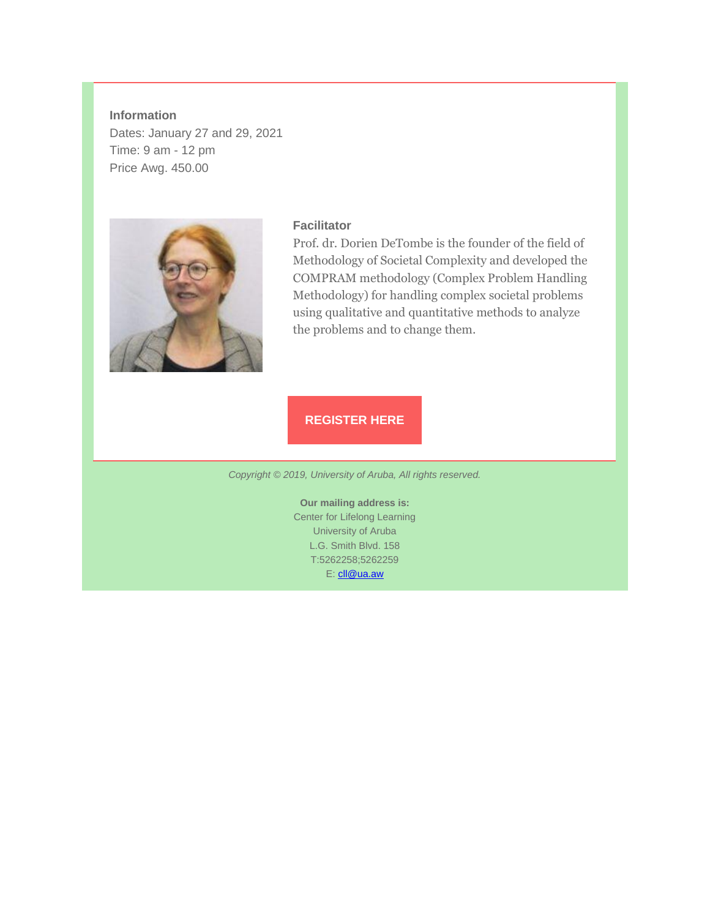**Information**

Dates: January 27 and 29, 2021
Time: 9 am - 12 pm
Price Awg. 450.00

**Facilitator**

Prof. dr. Dorien DeTombe is the founder of the field of Methodology of Societal Complexity and developed the COMPRAM methodology (Complex Problem Handling Methodology) for handling complex societal problems using qualitative and quantitative methods to analyze the problems and to change them.

**REGISTER HERE**

*Copyright © 2019, University of Aruba, All rights reserved.*

**Our mailing address is:**
Center for Lifelong Learning
University of Aruba
L.G. Smith Blvd. 158
T:5262258;5262259
E: cll@ua.aw